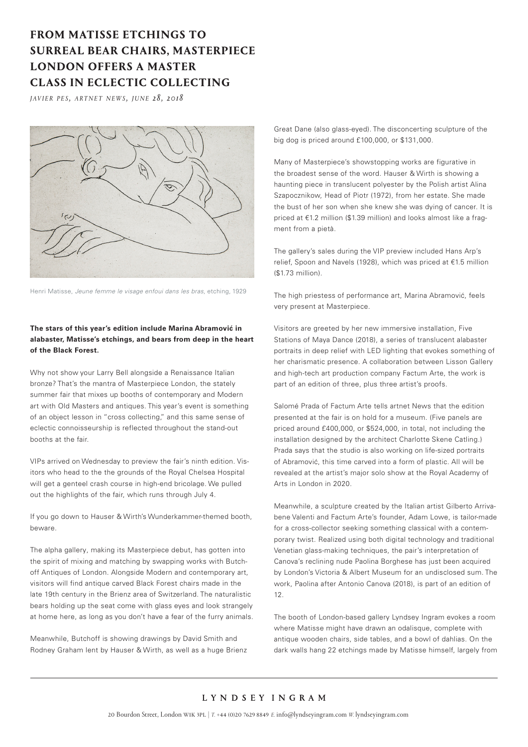# FROM MATISSE ETCHINGS TO SURREAL BEAR CHAIRS, MASTERPIECE LONDON OFFERS A MASTER CLASS IN ECLECTIC COLLECTING

*JAVIER PES, ARTNET NEWS, JUNE 28, 2018*

Henri Matisse, *Jeune femme le visage enfoui dans les bras*, etching, 1929

**The stars of this year's edition include Marina Abramović in alabaster, Matisse's etchings, and bears from deep in the heart of the Black Forest.**

Why not show your Larry Bell alongside a Renaissance Italian bronze? That's the mantra of Masterpiece London, the stately summer fair that mixes up booths of contemporary and Modern art with Old Masters and antiques. This year's event is something of an object lesson in "cross collecting," and this same sense of eclectic connoisseurship is reflected throughout the stand-out booths at the fair.

VIPs arrived on Wednesday to preview the fair's ninth edition. Visitors who head to the the grounds of the Royal Chelsea Hospital will get a genteel crash course in high-end bricolage. We pulled out the highlights of the fair, which runs through July 4.

If you go down to Hauser & Wirth's Wunderkammer-themed booth, beware.

The alpha gallery, making its Masterpiece debut, has gotten into the spirit of mixing and matching by swapping works with Butchoff Antiques of London. Alongside Modern and contemporary art, visitors will find antique carved Black Forest chairs made in the late 19th century in the Brienz area of Switzerland. The naturalistic bears holding up the seat come with glass eyes and look strangely at home here, as long as you don't have a fear of the furry animals.

Meanwhile, Butchoff is showing drawings by David Smith and Rodney Graham lent by Hauser & Wirth, as well as a huge Brienz Great Dane (also glass-eyed). The disconcerting sculpture of the big dog is priced around £100,000, or $131,000.

Many of Masterpiece's showstopping works are figurative in the broadest sense of the word. Hauser & Wirth is showing a haunting piece in translucent polyester by the Polish artist Alina Szapocznikow, Head of Piotr (1972), from her estate. She made the bust of her son when she knew she was dying of cancer. It is priced at €1.2 million ($1.39 million) and looks almost like a fragment from a pietà.

The gallery's sales during the VIP preview included Hans Arp's relief, Spoon and Navels (1928), which was priced at €1.5 million ($1.73 million).

The high priestess of performance art, Marina Abramović, feels very present at Masterpiece.

Visitors are greeted by her new immersive installation, Five Stations of Maya Dance (2018), a series of translucent alabaster portraits in deep relief with LED lighting that evokes something of her charismatic presence. A collaboration between Lisson Gallery and high-tech art production company Factum Arte, the work is part of an edition of three, plus three artist's proofs.

Salomé Prada of Factum Arte tells artnet News that the edition presented at the fair is on hold for a museum. (Five panels are priced around £400,000, or $524,000, in total, not including the installation designed by the architect Charlotte Skene Catling.) Prada says that the studio is also working on life-sized portraits of Abramović, this time carved into a form of plastic. All will be revealed at the artist's major solo show at the Royal Academy of Arts in London in 2020.

Meanwhile, a sculpture created by the Italian artist Gilberto Arrivabene Valenti and Factum Arte's founder, Adam Lowe, is tailor-made for a cross-collector seeking something classical with a contemporary twist. Realized using both digital technology and traditional Venetian glass-making techniques, the pair's interpretation of Canova's reclining nude Paolina Borghese has just been acquired by London's Victoria & Albert Museum for an undisclosed sum. The work, Paolina after Antonio Canova (2018), is part of an edition of 12.

The booth of London-based gallery Lyndsey Ingram evokes a room where Matisse might have drawn an odalisque, complete with antique wooden chairs, side tables, and a bowl of dahlias. On the dark walls hang 22 etchings made by Matisse himself, largely from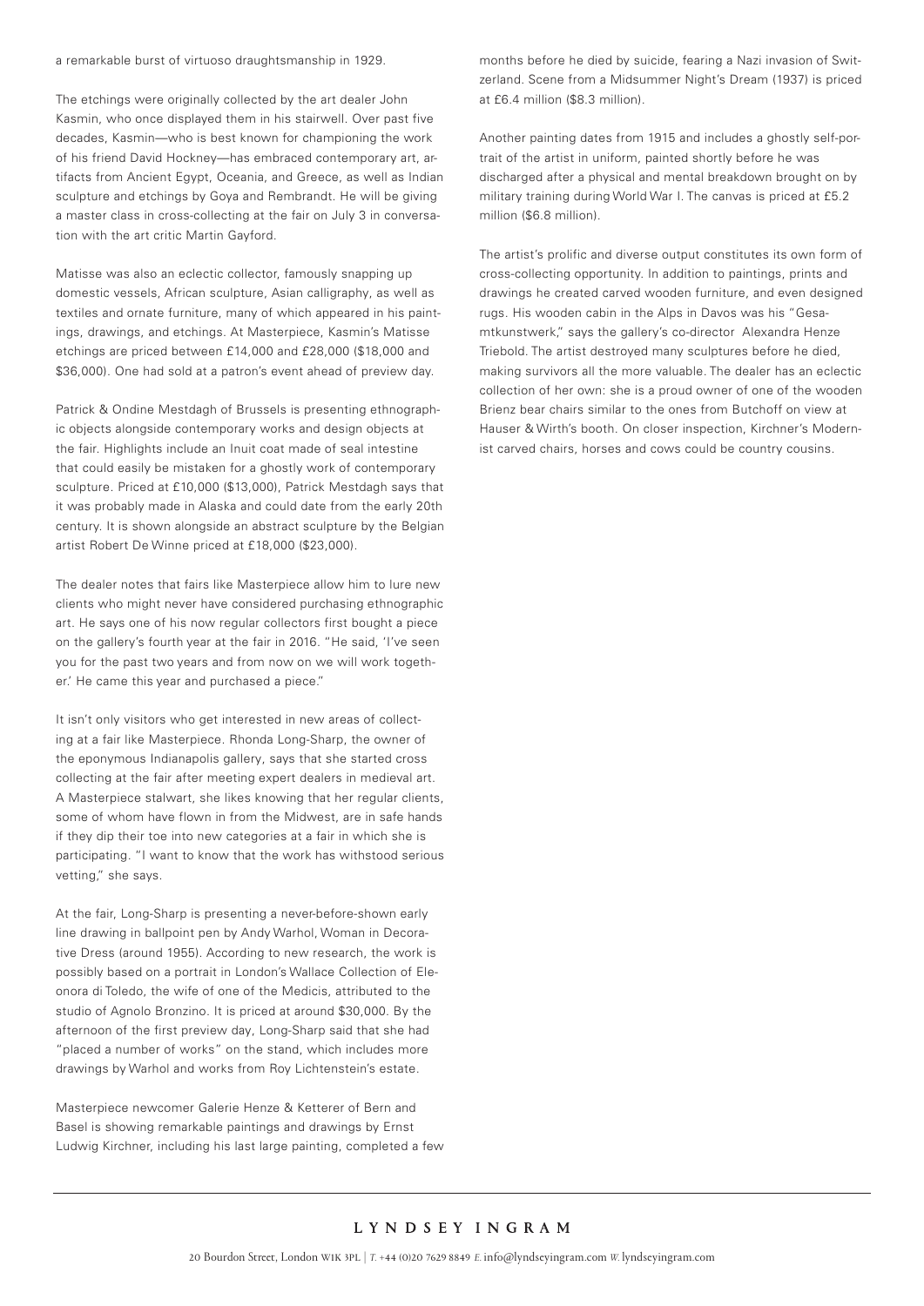a remarkable burst of virtuoso draughtsmanship in 1929.

The etchings were originally collected by the art dealer John Kasmin, who once displayed them in his stairwell. Over past five decades, Kasmin—who is best known for championing the work of his friend David Hockney—has embraced contemporary art, artifacts from Ancient Egypt, Oceania, and Greece, as well as Indian sculpture and etchings by Goya and Rembrandt. He will be giving a master class in cross-collecting at the fair on July 3 in conversation with the art critic Martin Gayford.

Matisse was also an eclectic collector, famously snapping up domestic vessels, African sculpture, Asian calligraphy, as well as textiles and ornate furniture, many of which appeared in his paintings, drawings, and etchings. At Masterpiece, Kasmin's Matisse etchings are priced between £14,000 and £28,000 ($18,000 and $36,000). One had sold at a patron's event ahead of preview day.

Patrick & Ondine Mestdagh of Brussels is presenting ethnographic objects alongside contemporary works and design objects at the fair. Highlights include an Inuit coat made of seal intestine that could easily be mistaken for a ghostly work of contemporary sculpture. Priced at £10,000 ($13,000), Patrick Mestdagh says that it was probably made in Alaska and could date from the early 20th century. It is shown alongside an abstract sculpture by the Belgian artist Robert De Winne priced at £18,000 ($23,000).

The dealer notes that fairs like Masterpiece allow him to lure new clients who might never have considered purchasing ethnographic art. He says one of his now regular collectors first bought a piece on the gallery's fourth year at the fair in 2016. "He said, 'I've seen you for the past two years and from now on we will work together.' He came this year and purchased a piece."

It isn't only visitors who get interested in new areas of collecting at a fair like Masterpiece. Rhonda Long-Sharp, the owner of the eponymous Indianapolis gallery, says that she started cross collecting at the fair after meeting expert dealers in medieval art. A Masterpiece stalwart, she likes knowing that her regular clients, some of whom have flown in from the Midwest, are in safe hands if they dip their toe into new categories at a fair in which she is participating. "I want to know that the work has withstood serious vetting," she says.

At the fair, Long-Sharp is presenting a never-before-shown early line drawing in ballpoint pen by Andy Warhol, Woman in Decorative Dress (around 1955). According to new research, the work is possibly based on a portrait in London's Wallace Collection of Eleonora di Toledo, the wife of one of the Medicis, attributed to the studio of Agnolo Bronzino. It is priced at around $30,000. By the afternoon of the first preview day, Long-Sharp said that she had "placed a number of works" on the stand, which includes more drawings by Warhol and works from Roy Lichtenstein's estate.

Masterpiece newcomer Galerie Henze & Ketterer of Bern and Basel is showing remarkable paintings and drawings by Ernst Ludwig Kirchner, including his last large painting, completed a few months before he died by suicide, fearing a Nazi invasion of Switzerland. Scene from a Midsummer Night's Dream (1937) is priced at £6.4 million ($8.3 million).

Another painting dates from 1915 and includes a ghostly self-portrait of the artist in uniform, painted shortly before he was discharged after a physical and mental breakdown brought on by military training during World War I. The canvas is priced at £5.2 million ($6.8 million).

The artist's prolific and diverse output constitutes its own form of cross-collecting opportunity. In addition to paintings, prints and drawings he created carved wooden furniture, and even designed rugs. His wooden cabin in the Alps in Davos was his "Gesamtkunstwerk," says the gallery's co-director Alexandra Henze Triebold. The artist destroyed many sculptures before he died, making survivors all the more valuable. The dealer has an eclectic collection of her own: she is a proud owner of one of the wooden Brienz bear chairs similar to the ones from Butchoff on view at Hauser & Wirth's booth. On closer inspection, Kirchner's Modernist carved chairs, horses and cows could be country cousins.